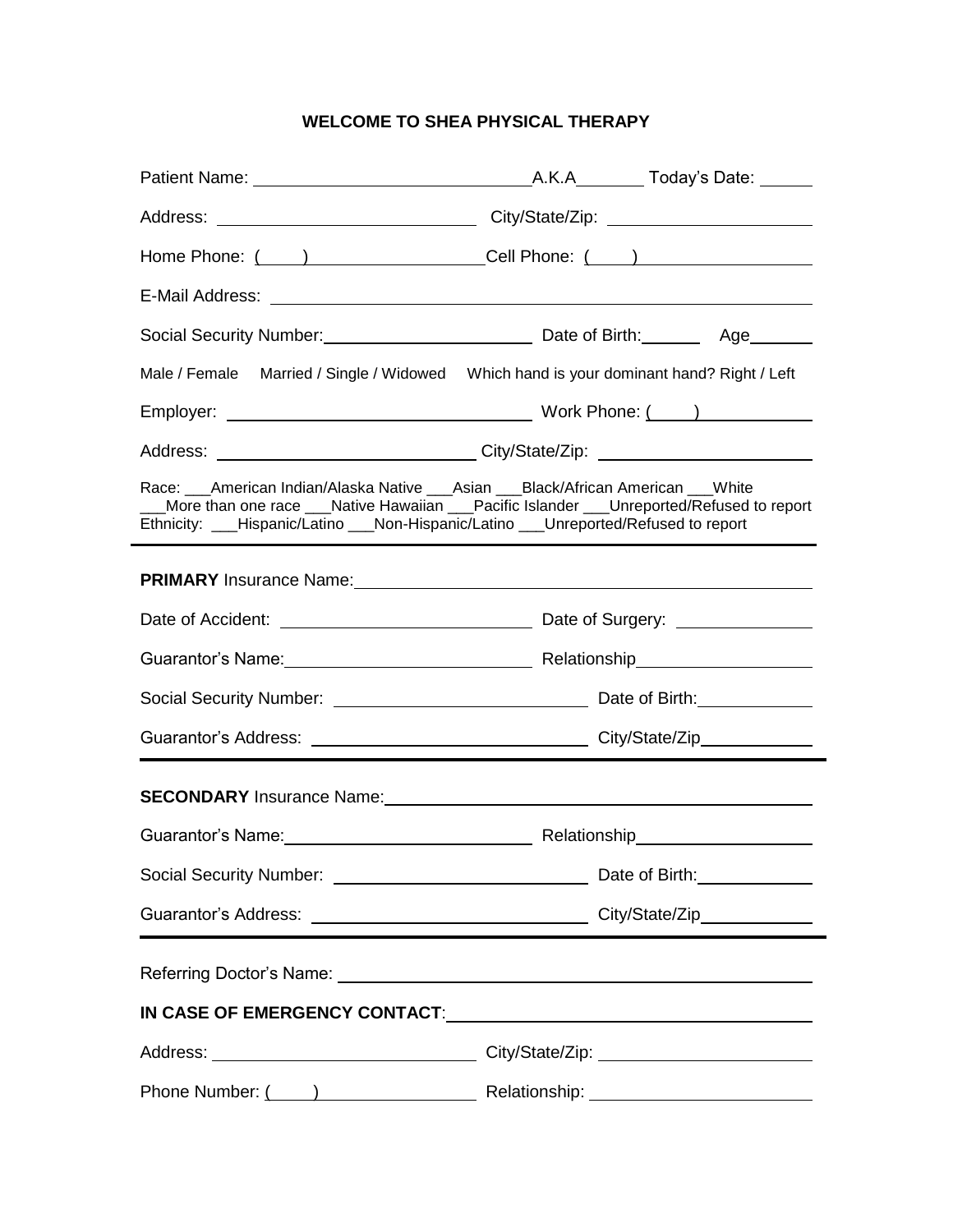**WELCOME TO SHEA PHYSICAL THERAPY**

Patient Name: ______________________________ A.K.A________ Today's Date: ______

Address: ____________________________ City/State/Zip: ______________________

Home Phone: ( ) ____________________ Cell Phone: ( ) ____________________

E-Mail Address: ________________________________________________________

Social Security Number: ______________________ Date of Birth: _______ Age _______

Male / Female    Married / Single / Widowed    Which hand is your dominant hand? Right / Left

Employer: ______________________________ Work Phone: ( ) ____________

Address: ____________________________ City/State/Zip: ______________________

Race: ___American Indian/Alaska Native ___Asian ___Black/African American ___White ___More than one race ___Native Hawaiian ___Pacific Islander ___Unreported/Refused to report

Ethnicity: ___Hispanic/Latino ___Non-Hispanic/Latino ___Unreported/Refused to report

---

**PRIMARY** Insurance Name: ______________________________________________

Date of Accident: ____________________________ Date of Surgery: ______________

Guarantor's Name: ____________________________ Relationship ____________________

Social Security Number: ____________________________ Date of Birth: ____________

Guarantor's Address: ______________________________ City/State/Zip ____________

---

**SECONDARY** Insurance Name: ____________________________________________

Guarantor's Name: ____________________________ Relationship ____________________

Social Security Number: ____________________________ Date of Birth: ____________

Guarantor's Address: ______________________________ City/State/Zip ____________

---

Referring Doctor's Name: __________________________________________________

**IN CASE OF EMERGENCY CONTACT**: ________________________________________

Address: ____________________________ City/State/Zip: ______________________

Phone Number: ( ) __________________ Relationship: ________________________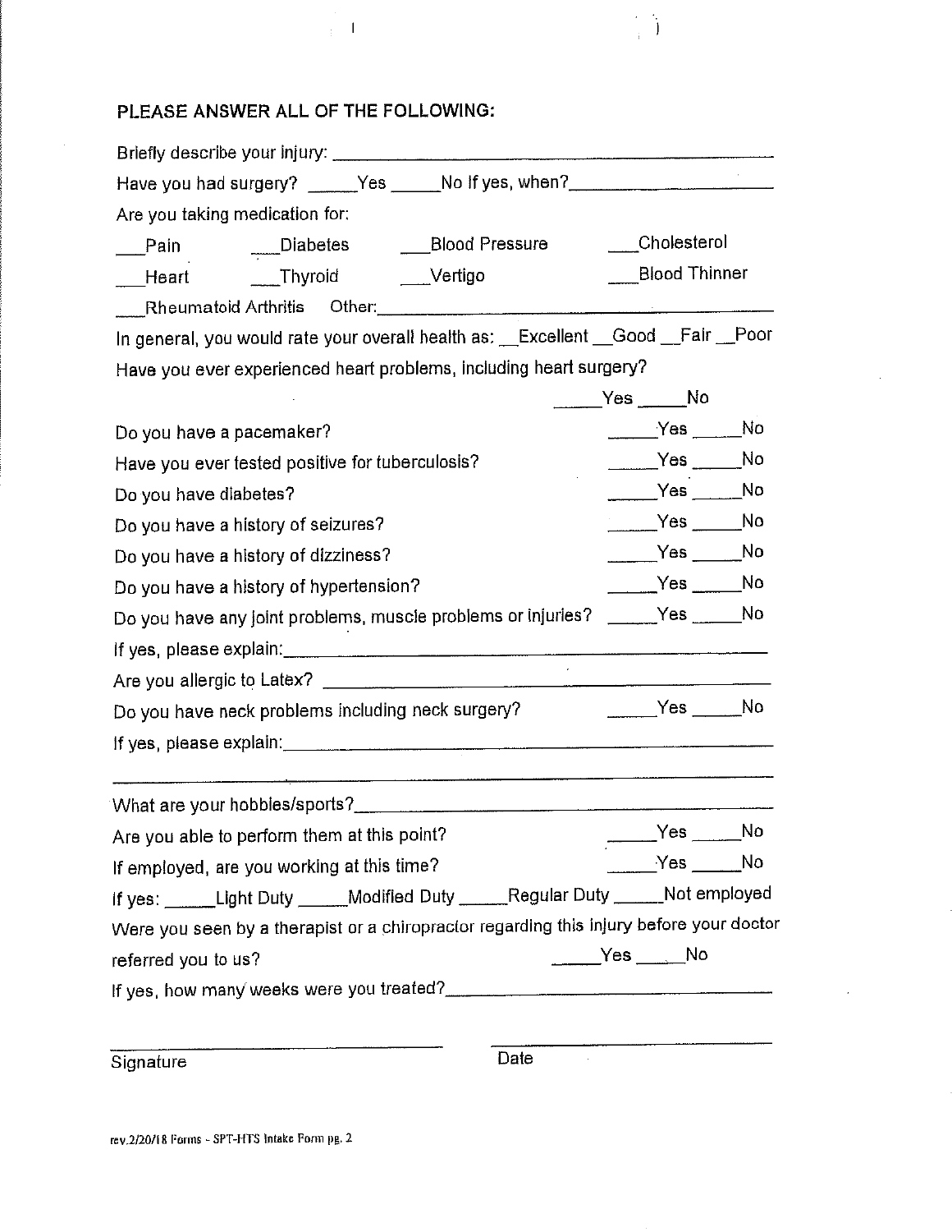## PLEASE ANSWER ALL OF THE FOLLOWING:

Briefly describe your injury: ______________________________________________

Have you had surgery? _____Yes _____No If yes, when?____________________

Are you taking medication for:

___Pain ___Diabetes ___Blood Pressure ___Cholesterol

___Heart ___Thyroid ___Vertigo ___Blood Thinner

___Rheumatoid Arthritis Other:_________________________________________

In general, you would rate your overall health as: __Excellent __Good __Fair __Poor

Have you ever experienced heart problems, including heart surgery? _____Yes _____No

Do you have a pacemaker? _____Yes _____No

Have you ever tested positive for tuberculosis? _____Yes _____No

Do you have diabetes? _____Yes _____No

Do you have a history of seizures? _____Yes _____No

Do you have a history of dizziness? _____Yes _____No

Do you have a history of hypertension? _____Yes _____No

Do you have any joint problems, muscle problems or injuries? _____Yes _____No

If yes, please explain:_____________________________________________

Are you allergic to Latex? __________________________________________

Do you have neck problems including neck surgery? _____Yes _____No

If yes, please explain:_____________________________________________

_______________________________________________________________

What are your hobbies/sports?_______________________________________

Are you able to perform them at this point? _____Yes _____No

If employed, are you working at this time? _____Yes _____No

If yes: _____Light Duty _____Modified Duty _____Regular Duty _____Not employed

Were you seen by a therapist or a chiropractor regarding this injury before your doctor referred you to us? _____Yes _____No

If yes, how many weeks were you treated?_____________________________

_____________________________ Signature

_____________________________ Date

rev.2/20/18 Forms - SPT-HTS Intake Form pg. 2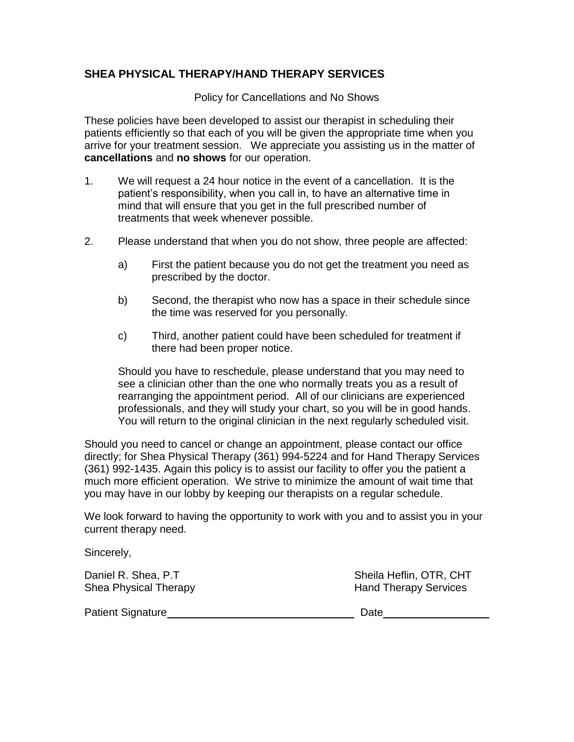## SHEA PHYSICAL THERAPY/HAND THERAPY SERVICES

Policy for Cancellations and No Shows

These policies have been developed to assist our therapist in scheduling their patients efficiently so that each of you will be given the appropriate time when you arrive for your treatment session. We appreciate you assisting us in the matter of **cancellations** and **no shows** for our operation.

1. We will request a 24 hour notice in the event of a cancellation. It is the patient's responsibility, when you call in, to have an alternative time in mind that will ensure that you get in the full prescribed number of treatments that week whenever possible.

2. Please understand that when you do not show, three people are affected:

   a) First the patient because you do not get the treatment you need as prescribed by the doctor.

   b) Second, the therapist who now has a space in their schedule since the time was reserved for you personally.

   c) Third, another patient could have been scheduled for treatment if there had been proper notice.

   Should you have to reschedule, please understand that you may need to see a clinician other than the one who normally treats you as a result of rearranging the appointment period. All of our clinicians are experienced professionals, and they will study your chart, so you will be in good hands. You will return to the original clinician in the next regularly scheduled visit.

Should you need to cancel or change an appointment, please contact our office directly; for Shea Physical Therapy (361) 994-5224 and for Hand Therapy Services (361) 992-1435. Again this policy is to assist our facility to offer you the patient a much more efficient operation. We strive to minimize the amount of wait time that you may have in our lobby by keeping our therapists on a regular schedule.

We look forward to having the opportunity to work with you and to assist you in your current therapy need.

Sincerely,

Daniel R. Shea, P.T
Shea Physical Therapy

Sheila Heflin, OTR, CHT
Hand Therapy Services

Patient Signature_______________________________ Date_________________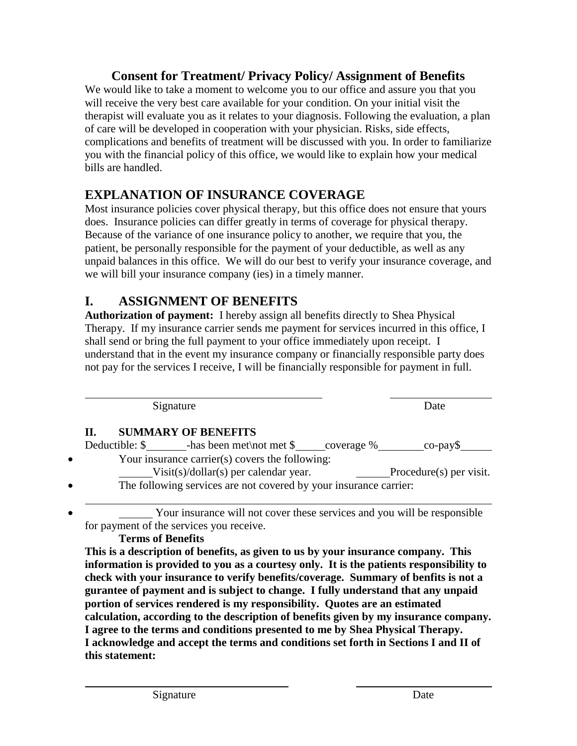## Consent for Treatment/ Privacy Policy/ Assignment of Benefits

We would like to take a moment to welcome you to our office and assure you that you will receive the very best care available for your condition. On your initial visit the therapist will evaluate you as it relates to your diagnosis. Following the evaluation, a plan of care will be developed in cooperation with your physician. Risks, side effects, complications and benefits of treatment will be discussed with you. In order to familiarize you with the financial policy of this office, we would like to explain how your medical bills are handled.

## EXPLANATION OF INSURANCE COVERAGE

Most insurance policies cover physical therapy, but this office does not ensure that yours does. Insurance policies can differ greatly in terms of coverage for physical therapy. Because of the variance of one insurance policy to another, we require that you, the patient, be personally responsible for the payment of your deductible, as well as any unpaid balances in this office. We will do our best to verify your insurance coverage, and we will bill your insurance company (ies) in a timely manner.

## I. ASSIGNMENT OF BENEFITS

**Authorization of payment:** I hereby assign all benefits directly to Shea Physical Therapy. If my insurance carrier sends me payment for services incurred in this office, I shall send or bring the full payment to your office immediately upon receipt. I understand that in the event my insurance company or financially responsible party does not pay for the services I receive, I will be financially responsible for payment in full.

______________________________________ ________________
Signature Date

### II. SUMMARY OF BENEFITS

Deductible: $_______-has been met\not met $_____coverage %________co-pay$_____

- Your insurance carrier(s) covers the following:
  ______Visit(s)/dollar(s) per calendar year. ______Procedure(s) per visit.
- The following services are not covered by your insurance carrier:
  ______________________________________________________________
- ______ Your insurance will not cover these services and you will be responsible for payment of the services you receive.

**Terms of Benefits**

**This is a description of benefits, as given to us by your insurance company. This information is provided to you as a courtesy only. It is the patients responsibility to check with your insurance to verify benefits/coverage. Summary of benfits is not a gurantee of payment and is subject to change. I fully understand that any unpaid portion of services rendered is my responsibility. Quotes are an estimated calculation, according to the description of benefits given by my insurance company. I agree to the terms and conditions presented to me by Shea Physical Therapy. I acknowledge and accept the terms and conditions set forth in Sections I and II of this statement:**

______________________________________ ________________
Signature Date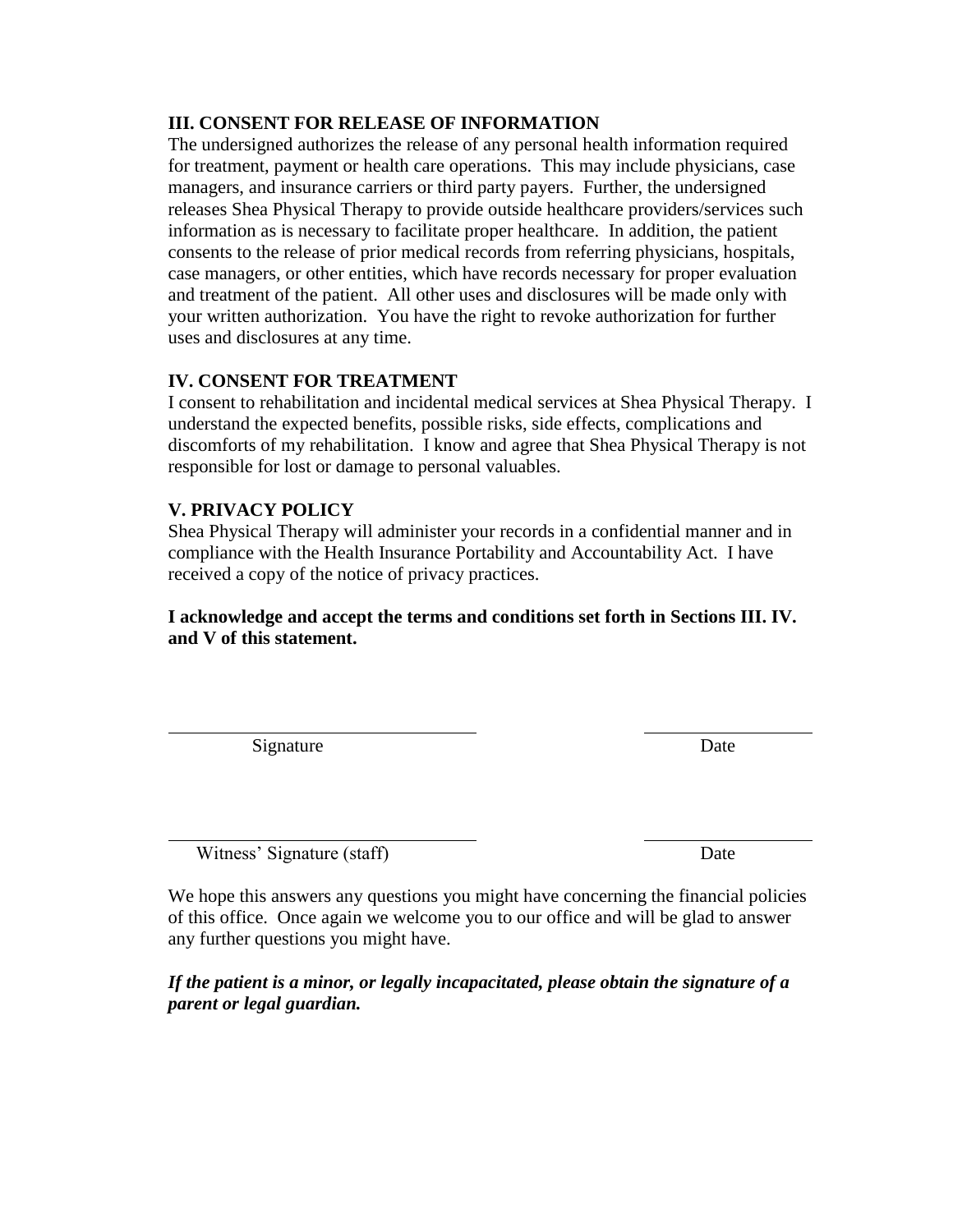### III. CONSENT FOR RELEASE OF INFORMATION

The undersigned authorizes the release of any personal health information required for treatment, payment or health care operations. This may include physicians, case managers, and insurance carriers or third party payers. Further, the undersigned releases Shea Physical Therapy to provide outside healthcare providers/services such information as is necessary to facilitate proper healthcare. In addition, the patient consents to the release of prior medical records from referring physicians, hospitals, case managers, or other entities, which have records necessary for proper evaluation and treatment of the patient. All other uses and disclosures will be made only with your written authorization. You have the right to revoke authorization for further uses and disclosures at any time.

### IV. CONSENT FOR TREATMENT

I consent to rehabilitation and incidental medical services at Shea Physical Therapy. I understand the expected benefits, possible risks, side effects, complications and discomforts of my rehabilitation. I know and agree that Shea Physical Therapy is not responsible for lost or damage to personal valuables.

### V. PRIVACY POLICY

Shea Physical Therapy will administer your records in a confidential manner and in compliance with the Health Insurance Portability and Accountability Act. I have received a copy of the notice of privacy practices.

**I acknowledge and accept the terms and conditions set forth in Sections III. IV. and V of this statement.**

_________________________________ _________________

Signature Date

_________________________________ _________________

Witness' Signature (staff) Date

We hope this answers any questions you might have concerning the financial policies of this office. Once again we welcome you to our office and will be glad to answer any further questions you might have.

***If the patient is a minor, or legally incapacitated, please obtain the signature of a parent or legal guardian.***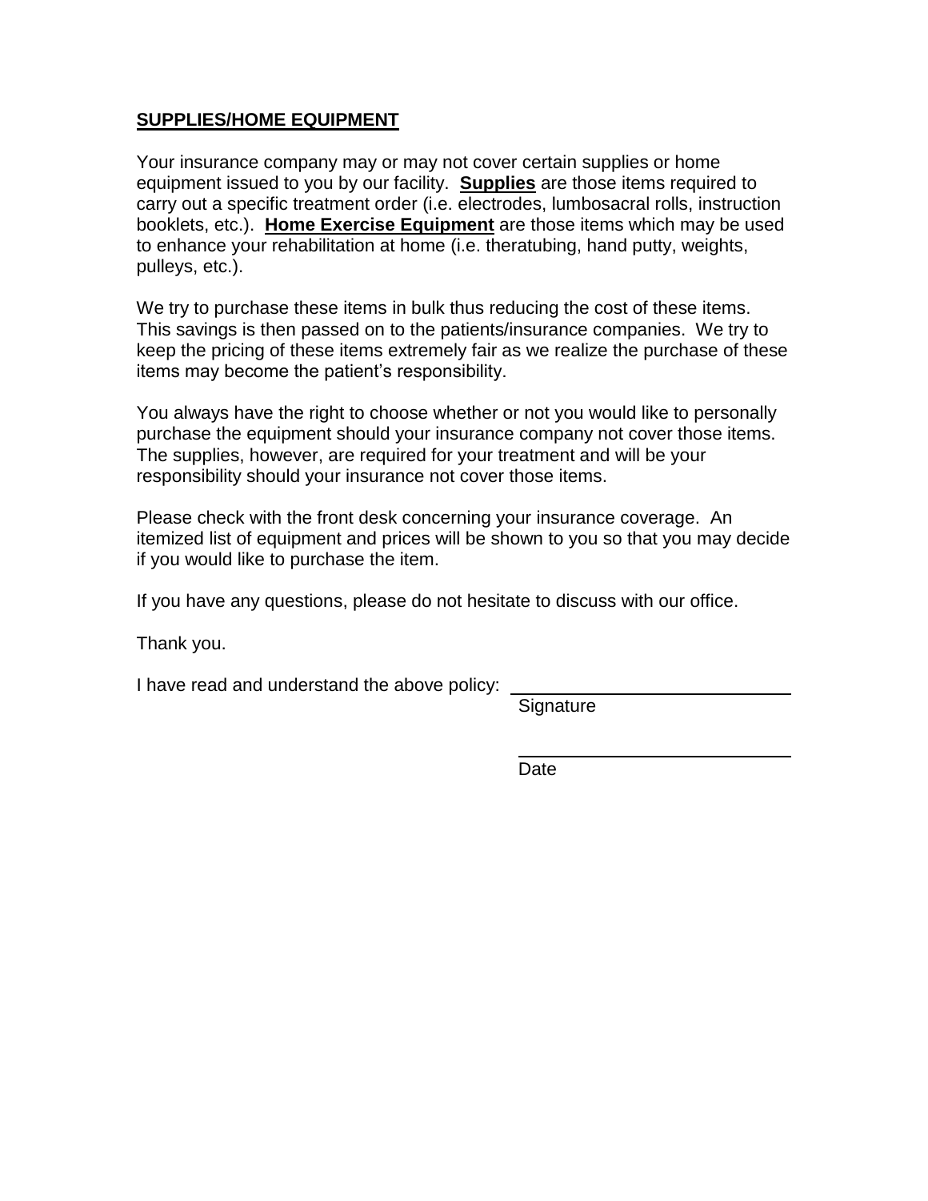## SUPPLIES/HOME EQUIPMENT

Your insurance company may or may not cover certain supplies or home equipment issued to you by our facility. **Supplies** are those items required to carry out a specific treatment order (i.e. electrodes, lumbosacral rolls, instruction booklets, etc.). **Home Exercise Equipment** are those items which may be used to enhance your rehabilitation at home (i.e. theratubing, hand putty, weights, pulleys, etc.).

We try to purchase these items in bulk thus reducing the cost of these items. This savings is then passed on to the patients/insurance companies. We try to keep the pricing of these items extremely fair as we realize the purchase of these items may become the patient's responsibility.

You always have the right to choose whether or not you would like to personally purchase the equipment should your insurance company not cover those items. The supplies, however, are required for your treatment and will be your responsibility should your insurance not cover those items.

Please check with the front desk concerning your insurance coverage. An itemized list of equipment and prices will be shown to you so that you may decide if you would like to purchase the item.

If you have any questions, please do not hesitate to discuss with our office.

Thank you.

I have read and understand the above policy: ______________________________
Signature

______________________________
Date